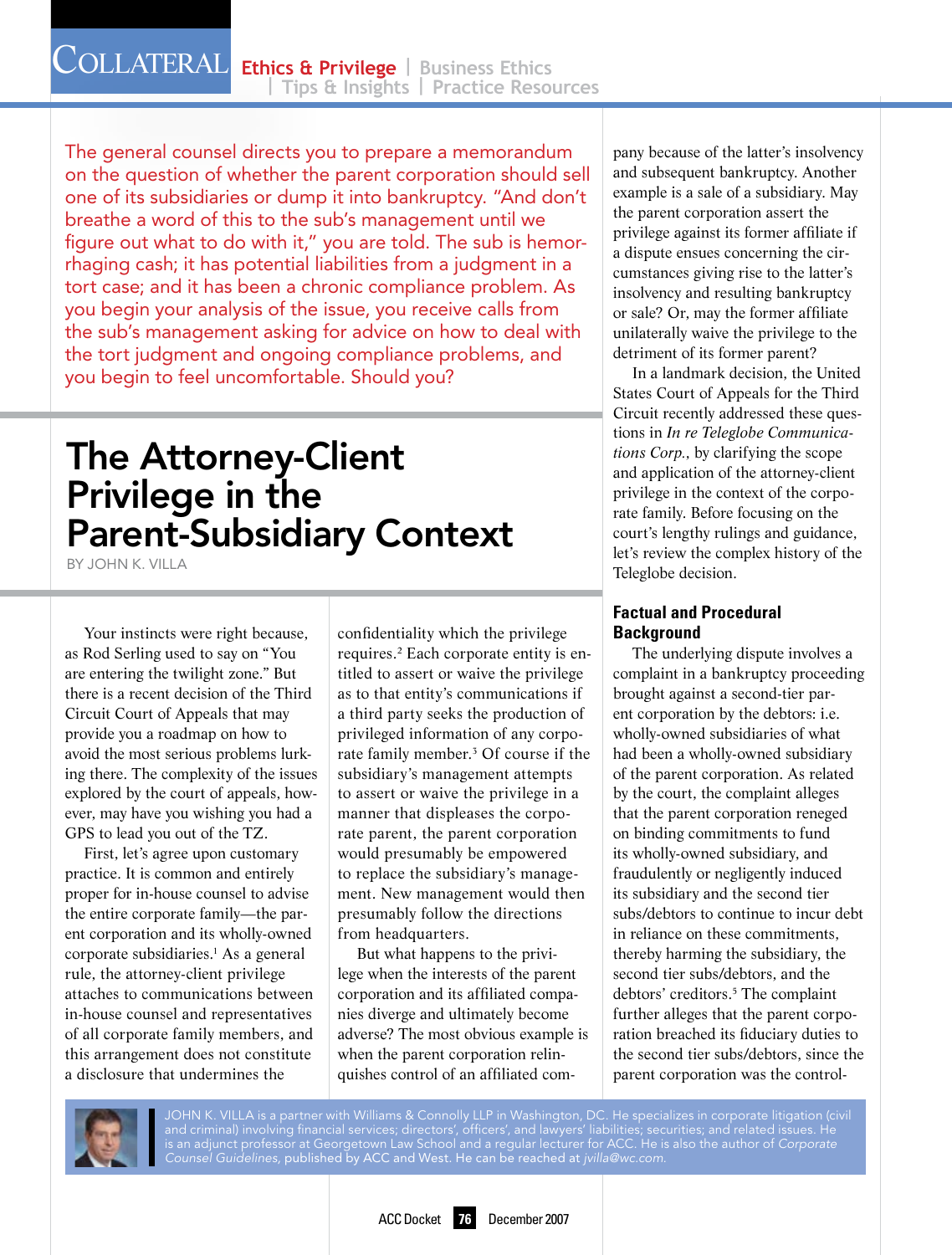The general counsel directs you to prepare a memorandum on the question of whether the parent corporation should sell one of its subsidiaries or dump it into bankruptcy. "And don't breathe a word of this to the sub's management until we figure out what to do with it," you are told. The sub is hemorrhaging cash; it has potential liabilities from a judgment in a tort case; and it has been a chronic compliance problem. As you begin your analysis of the issue, you receive calls from the sub's management asking for advice on how to deal with the tort judgment and ongoing compliance problems, and you begin to feel uncomfortable. Should you?

# The Attorney-Client Privilege in the Parent-Subsidiary Context

BY JOHN K. VILLA

Your instincts were right because, as Rod Serling used to say on "You are entering the twilight zone." But there is a recent decision of the Third Circuit Court of Appeals that may provide you a roadmap on how to avoid the most serious problems lurking there. The complexity of the issues explored by the court of appeals, however, may have you wishing you had a GPS to lead you out of the TZ.

First, let's agree upon customary practice. It is common and entirely proper for in-house counsel to advise the entire corporate family—the parent corporation and its wholly-owned corporate subsidiaries.[1] As a general rule, the attorney-client privilege attaches to communications between in-house counsel and representatives of all corporate family members, and this arrangement does not constitute a disclosure that undermines the confidentiality which the privilege requires.[2] Each corporate entity is entitled to assert or waive the privilege as to that entity's communications if a third party seeks the production of privileged information of any corporate family member.[3] Of course if the subsidiary's management attempts to assert or waive the privilege in a manner that displeases the corporate parent, the parent corporation would presumably be empowered to replace the subsidiary's management. New management would then presumably follow the directions from headquarters.

But what happens to the privilege when the interests of the parent corporation and its affiliated companies diverge and ultimately become adverse? The most obvious example is when the parent corporation relinquishes control of an affiliated company because of the latter's insolvency and subsequent bankruptcy. Another example is a sale of a subsidiary. May the parent corporation assert the privilege against its former affiliate if a dispute ensues concerning the circumstances giving rise to the latter's insolvency and resulting bankruptcy or sale? Or, may the former affiliate unilaterally waive the privilege to the detriment of its former parent?

In a landmark decision, the United States Court of Appeals for the Third Circuit recently addressed these questions in *In re Teleglobe Communications Corp.*, by clarifying the scope and application of the attorney-client privilege in the context of the corporate family. Before focusing on the court's lengthy rulings and guidance, let's review the complex history of the Teleglobe decision.

## Factual and Procedural Background

The underlying dispute involves a complaint in a bankruptcy proceeding brought against a second-tier parent corporation by the debtors: i.e. wholly-owned subsidiaries of what had been a wholly-owned subsidiary of the parent corporation. As related by the court, the complaint alleges that the parent corporation reneged on binding commitments to fund its wholly-owned subsidiary, and fraudulently or negligently induced its subsidiary and the second tier subs/debtors to continue to incur debt in reliance on these commitments, thereby harming the subsidiary, the second tier subs/debtors, and the debtors' creditors.[5] The complaint further alleges that the parent corporation breached its fiduciary duties to the second tier subs/debtors, since the parent corporation was the control-

JOHN K. VILLA is a partner with Williams & Connolly LLP in Washington, DC. He specializes in corporate litigation (civil and criminal) involving financial services; directors', officers', and lawyers' liabilities; securities; and related issues. He is an adjunct professor at Georgetown Law School and a regular lecturer for ACC. He is also the author of *Corporate Counsel Guidelines*, published by ACC and West. He can be reached at *jvilla@wc.com*.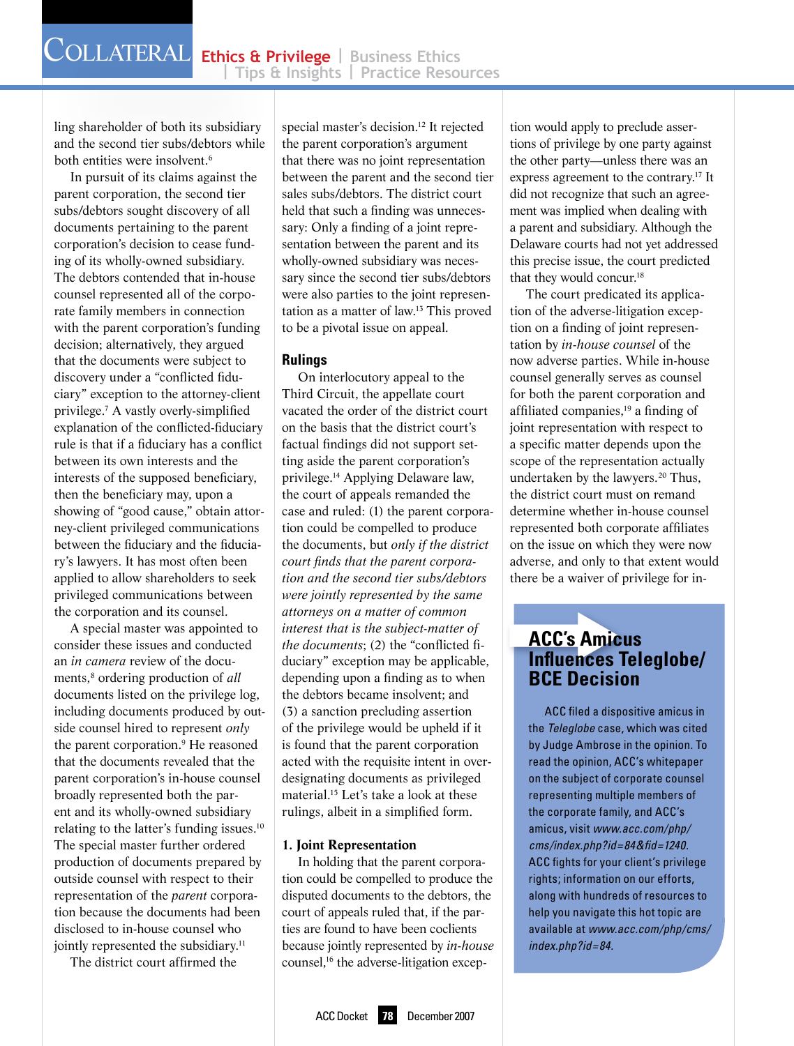ling shareholder of both its subsidiary and the second tier subs/debtors while both entities were insolvent.[6]

In pursuit of its claims against the parent corporation, the second tier subs/debtors sought discovery of all documents pertaining to the parent corporation's decision to cease funding of its wholly-owned subsidiary. The debtors contended that in-house counsel represented all of the corporate family members in connection with the parent corporation's funding decision; alternatively, they argued that the documents were subject to discovery under a "conflicted fiduciary" exception to the attorney-client privilege.[7] A vastly overly-simplified explanation of the conflicted-fiduciary rule is that if a fiduciary has a conflict between its own interests and the interests of the supposed beneficiary, then the beneficiary may, upon a showing of "good cause," obtain attorney-client privileged communications between the fiduciary and the fiduciary's lawyers. It has most often been applied to allow shareholders to seek privileged communications between the corporation and its counsel.

A special master was appointed to consider these issues and conducted an *in camera* review of the documents,[8] ordering production of *all* documents listed on the privilege log, including documents produced by outside counsel hired to represent *only* the parent corporation.[9] He reasoned that the documents revealed that the parent corporation's in-house counsel broadly represented both the parent and its wholly-owned subsidiary relating to the latter's funding issues.[10] The special master further ordered production of documents prepared by outside counsel with respect to their representation of the *parent* corporation because the documents had been disclosed to in-house counsel who jointly represented the subsidiary.[11]

The district court affirmed the special master's decision.[12] It rejected the parent corporation's argument that there was no joint representation between the parent and the second tier sales subs/debtors. The district court held that such a finding was unnecessary: Only a finding of a joint representation between the parent and its wholly-owned subsidiary was necessary since the second tier subs/debtors were also parties to the joint representation as a matter of law.[13] This proved to be a pivotal issue on appeal.

## Rulings

On interlocutory appeal to the Third Circuit, the appellate court vacated the order of the district court on the basis that the district court's factual findings did not support setting aside the parent corporation's privilege.[14] Applying Delaware law, the court of appeals remanded the case and ruled: (1) the parent corporation could be compelled to produce the documents, but *only if the district court finds that the parent corporation and the second tier subs/debtors were jointly represented by the same attorneys on a matter of common interest that is the subject-matter of the documents*; (2) the "conflicted fiduciary" exception may be applicable, depending upon a finding as to when the debtors became insolvent; and (3) a sanction precluding assertion of the privilege would be upheld if it is found that the parent corporation acted with the requisite intent in over-designating documents as privileged material.[15] Let's take a look at these rulings, albeit in a simplified form.

### 1. Joint Representation

In holding that the parent corporation could be compelled to produce the disputed documents to the debtors, the court of appeals ruled that, if the parties are found to have been coclients because jointly represented by *in-house* counsel,[16] the adverse-litigation exception would apply to preclude assertions of privilege by one party against the other party—unless there was an express agreement to the contrary.[17] It did not recognize that such an agreement was implied when dealing with a parent and subsidiary. Although the Delaware courts had not yet addressed this precise issue, the court predicted that they would concur.[18]

The court predicated its application of the adverse-litigation exception on a finding of joint representation by *in-house counsel* of the now adverse parties. While in-house counsel generally serves as counsel for both the parent corporation and affiliated companies,[19] a finding of joint representation with respect to a specific matter depends upon the scope of the representation actually undertaken by the lawyers.[20] Thus, the district court must on remand determine whether in-house counsel represented both corporate affiliates on the issue on which they were now adverse, and only to that extent would there be a waiver of privilege for in-

## ACC's Amicus Influences Teleglobe/BCE Decision

ACC filed a dispositive amicus in the *Teleglobe* case, which was cited by Judge Ambrose in the opinion. To read the opinion, ACC's whitepaper on the subject of corporate counsel representing multiple members of the corporate family, and ACC's amicus, visit *www.acc.com/php/cms/index.php?id=84&fid=1240*. ACC fights for your client's privilege rights; information on our efforts, along with hundreds of resources to help you navigate this hot topic are available at *www.acc.com/php/cms/index.php?id=84*.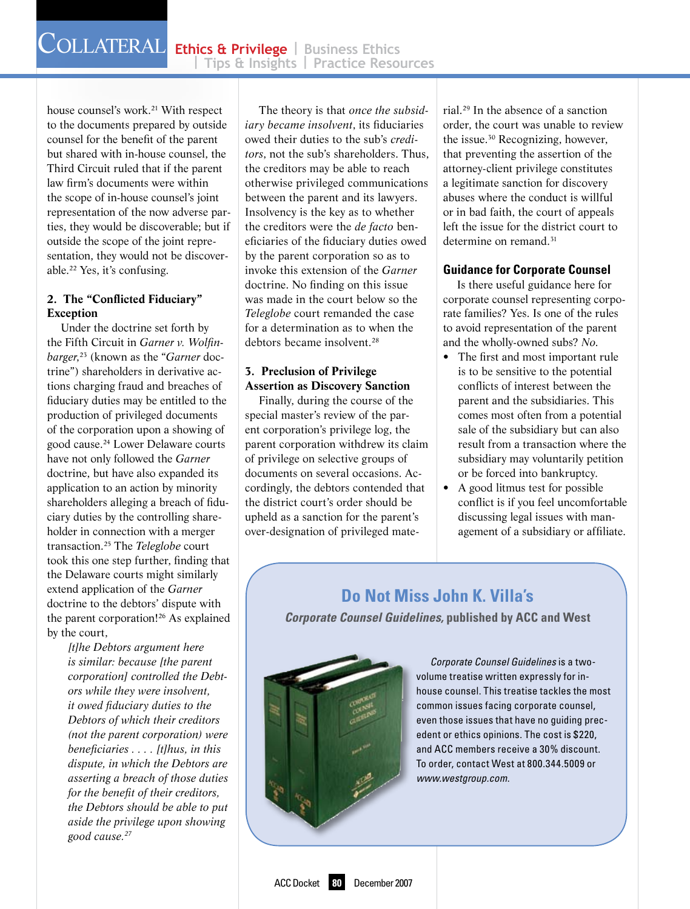house counsel's work.[21] With respect to the documents prepared by outside counsel for the benefit of the parent but shared with in-house counsel, the Third Circuit ruled that if the parent law firm's documents were within the scope of in-house counsel's joint representation of the now adverse parties, they would be discoverable; but if outside the scope of the joint representation, they would not be discoverable.[22] Yes, it's confusing.

### 2. The "Conflicted Fiduciary" Exception

Under the doctrine set forth by the Fifth Circuit in *Garner v. Wolfinbarger*,[23] (known as the "*Garner* doctrine") shareholders in derivative actions charging fraud and breaches of fiduciary duties may be entitled to the production of privileged documents of the corporation upon a showing of good cause.[24] Lower Delaware courts have not only followed the *Garner* doctrine, but have also expanded its application to an action by minority shareholders alleging a breach of fiduciary duties by the controlling shareholder in connection with a merger transaction.[25] The *Teleglobe* court took this one step further, finding that the Delaware courts might similarly extend application of the *Garner* doctrine to the debtors' dispute with the parent corporation![26] As explained by the court,

> *[t]he Debtors argument here is similar: because [the parent corporation] controlled the Debtors while they were insolvent, it owed fiduciary duties to the Debtors of which their creditors (not the parent corporation) were beneficiaries . . . . [t]hus, in this dispute, in which the Debtors are asserting a breach of those duties for the benefit of their creditors, the Debtors should be able to put aside the privilege upon showing good cause.*[27]

The theory is that *once the subsidiary became insolvent*, its fiduciaries owed their duties to the sub's *creditors*, not the sub's shareholders. Thus, the creditors may be able to reach otherwise privileged communications between the parent and its lawyers. Insolvency is the key as to whether the creditors were the *de facto* beneficiaries of the fiduciary duties owed by the parent corporation so as to invoke this extension of the *Garner* doctrine. No finding on this issue was made in the court below so the *Teleglobe* court remanded the case for a determination as to when the debtors became insolvent.[28]

### 3. Preclusion of Privilege Assertion as Discovery Sanction

Finally, during the course of the special master's review of the parent corporation's privilege log, the parent corporation withdrew its claim of privilege on selective groups of documents on several occasions. Accordingly, the debtors contended that the district court's order should be upheld as a sanction for the parent's over-designation of privileged material.[29] In the absence of a sanction order, the court was unable to review the issue.[30] Recognizing, however, that preventing the assertion of the attorney-client privilege constitutes a legitimate sanction for discovery abuses where the conduct is willful or in bad faith, the court of appeals left the issue for the district court to determine on remand.[31]

## Guidance for Corporate Counsel

Is there useful guidance here for corporate counsel representing corporate families? Yes. Is one of the rules to avoid representation of the parent and the wholly-owned subs? *No.*

- The first and most important rule is to be sensitive to the potential conflicts of interest between the parent and the subsidiaries. This comes most often from a potential sale of the subsidiary but can also result from a transaction where the subsidiary may voluntarily petition or be forced into bankruptcy.
- A good litmus test for possible conflict is if you feel uncomfortable discussing legal issues with management of a subsidiary or affiliate.

---

**Do Not Miss John K. Villa's**

***Corporate Counsel Guidelines*, published by ACC and West**

*Corporate Counsel Guidelines* is a two-volume treatise written expressly for in-house counsel. This treatise tackles the most common issues facing corporate counsel, even those issues that have no guiding precedent or ethics opinions. The cost is $220, and ACC members receive a 30% discount. To order, contact West at 800.344.5009 or *www.westgroup.com*.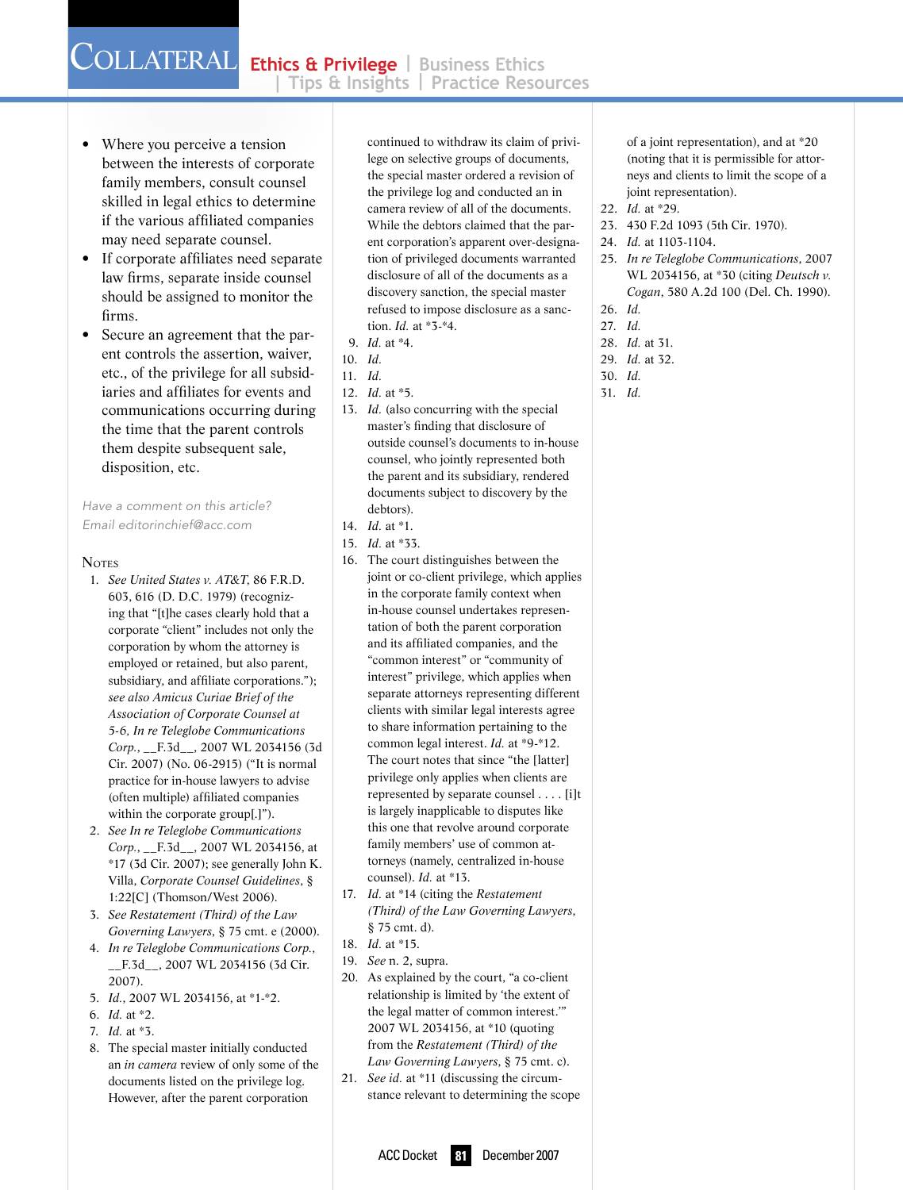- Where you perceive a tension between the interests of corporate family members, consult counsel skilled in legal ethics to determine if the various affiliated companies may need separate counsel.
- If corporate affiliates need separate law firms, separate inside counsel should be assigned to monitor the firms.
- Secure an agreement that the parent controls the assertion, waiver, etc., of the privilege for all subsidiaries and affiliates for events and communications occurring during the time that the parent controls them despite subsequent sale, disposition, etc.

*Have a comment on this article? Email editorinchief@acc.com*

## Notes

1. *See United States v. AT&T*, 86 F.R.D. 603, 616 (D. D.C. 1979) (recognizing that "[t]he cases clearly hold that a corporate "client" includes not only the corporation by whom the attorney is employed or retained, but also parent, subsidiary, and affiliate corporations."); *see also Amicus Curiae Brief of the Association of Corporate Counsel at 5-6, In re Teleglobe Communications Corp.*, __F.3d__, 2007 WL 2034156 (3d Cir. 2007) (No. 06-2915) ("It is normal practice for in-house lawyers to advise (often multiple) affiliated companies within the corporate group[.]").
2. *See In re Teleglobe Communications Corp.*, __F.3d__, 2007 WL 2034156, at *17 (3d Cir. 2007); see generally John K. Villa, *Corporate Counsel Guidelines*, § 1:22[C] (Thomson/West 2006).
3. *See Restatement (Third) of the Law Governing Lawyers*, § 75 cmt. e (2000).
4. *In re Teleglobe Communications Corp.*, __F.3d__, 2007 WL 2034156 (3d Cir. 2007).
5. *Id.*, 2007 WL 2034156, at *1-*2.
6. *Id.* at *2.
7. *Id.* at *3.
8. The special master initially conducted an *in camera* review of only some of the documents listed on the privilege log. However, after the parent corporation continued to withdraw its claim of privilege on selective groups of documents, the special master ordered a revision of the privilege log and conducted an in camera review of all of the documents. While the debtors claimed that the parent corporation's apparent over-designation of privileged documents warranted disclosure of all of the documents as a discovery sanction, the special master refused to impose disclosure as a sanction. *Id.* at *3-*4.
9. *Id.* at *4.
10. *Id.*
11. *Id.*
12. *Id.* at *5.
13. *Id.* (also concurring with the special master's finding that disclosure of outside counsel's documents to in-house counsel, who jointly represented both the parent and its subsidiary, rendered documents subject to discovery by the debtors).
14. *Id.* at *1.
15. *Id.* at *33.
16. The court distinguishes between the joint or co-client privilege, which applies in the corporate family context when in-house counsel undertakes representation of both the parent corporation and its affiliated companies, and the "common interest" or "community of interest" privilege, which applies when separate attorneys representing different clients with similar legal interests agree to share information pertaining to the common legal interest. *Id.* at *9-*12. The court notes that since "the [latter] privilege only applies when clients are represented by separate counsel . . . . [i]t is largely inapplicable to disputes like this one that revolve around corporate family members' use of common attorneys (namely, centralized in-house counsel). *Id.* at *13.
17. *Id.* at *14 (citing the *Restatement (Third) of the Law Governing Lawyers*, § 75 cmt. d).
18. *Id.* at *15.
19. *See* n. 2, supra.
20. As explained by the court, "a co-client relationship is limited by 'the extent of the legal matter of common interest.'" 2007 WL 2034156, at *10 (quoting from the *Restatement (Third) of the Law Governing Lawyers*, § 75 cmt. c).
21. *See id.* at *11 (discussing the circumstance relevant to determining the scope of a joint representation), and at *20 (noting that it is permissible for attorneys and clients to limit the scope of a joint representation).
22. *Id.* at *29.
23. 430 F.2d 1093 (5th Cir. 1970).
24. *Id.* at 1103-1104.
25. *In re Teleglobe Communications*, 2007 WL 2034156, at *30 (citing *Deutsch v. Cogan*, 580 A.2d 100 (Del. Ch. 1990).
26. *Id.*
27. *Id.*
28. *Id.* at 31.
29. *Id.* at 32.
30. *Id.*
31. *Id.*